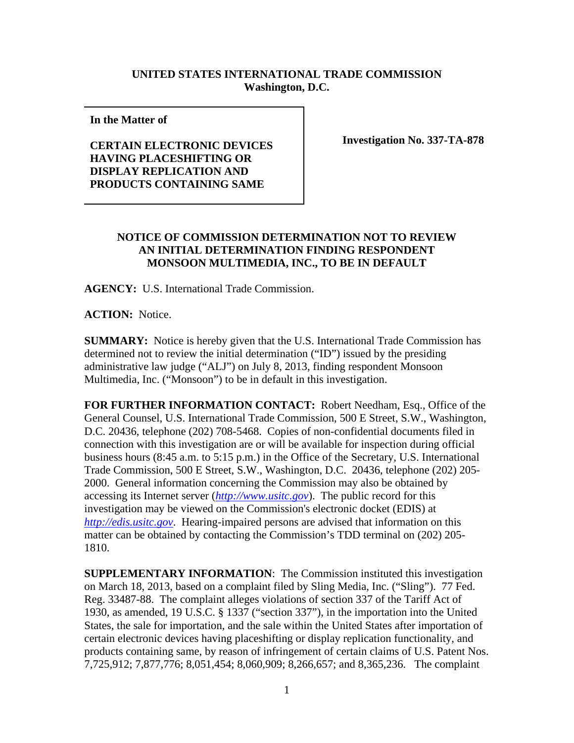**UNITED STATES INTERNATIONAL TRADE COMMISSION**
**Washington, D.C.**

**In the Matter of**

**CERTAIN ELECTRONIC DEVICES HAVING PLACESHIFTING OR DISPLAY REPLICATION AND PRODUCTS CONTAINING SAME**

**Investigation No. 337-TA-878**

**NOTICE OF COMMISSION DETERMINATION NOT TO REVIEW AN INITIAL DETERMINATION FINDING RESPONDENT MONSOON MULTIMEDIA, INC., TO BE IN DEFAULT**

**AGENCY:** U.S. International Trade Commission.

**ACTION:** Notice.

**SUMMARY:** Notice is hereby given that the U.S. International Trade Commission has determined not to review the initial determination ("ID") issued by the presiding administrative law judge ("ALJ") on July 8, 2013, finding respondent Monsoon Multimedia, Inc. ("Monsoon") to be in default in this investigation.

**FOR FURTHER INFORMATION CONTACT:** Robert Needham, Esq., Office of the General Counsel, U.S. International Trade Commission, 500 E Street, S.W., Washington, D.C. 20436, telephone (202) 708-5468. Copies of non-confidential documents filed in connection with this investigation are or will be available for inspection during official business hours (8:45 a.m. to 5:15 p.m.) in the Office of the Secretary, U.S. International Trade Commission, 500 E Street, S.W., Washington, D.C. 20436, telephone (202) 205-2000. General information concerning the Commission may also be obtained by accessing its Internet server (*http://www.usitc.gov*). The public record for this investigation may be viewed on the Commission's electronic docket (EDIS) at *http://edis.usitc.gov*. Hearing-impaired persons are advised that information on this matter can be obtained by contacting the Commission's TDD terminal on (202) 205-1810.

**SUPPLEMENTARY INFORMATION**: The Commission instituted this investigation on March 18, 2013, based on a complaint filed by Sling Media, Inc. ("Sling"). 77 Fed. Reg. 33487-88. The complaint alleges violations of section 337 of the Tariff Act of 1930, as amended, 19 U.S.C. § 1337 ("section 337"), in the importation into the United States, the sale for importation, and the sale within the United States after importation of certain electronic devices having placeshifting or display replication functionality, and products containing same, by reason of infringement of certain claims of U.S. Patent Nos. 7,725,912; 7,877,776; 8,051,454; 8,060,909; 8,266,657; and 8,365,236. The complaint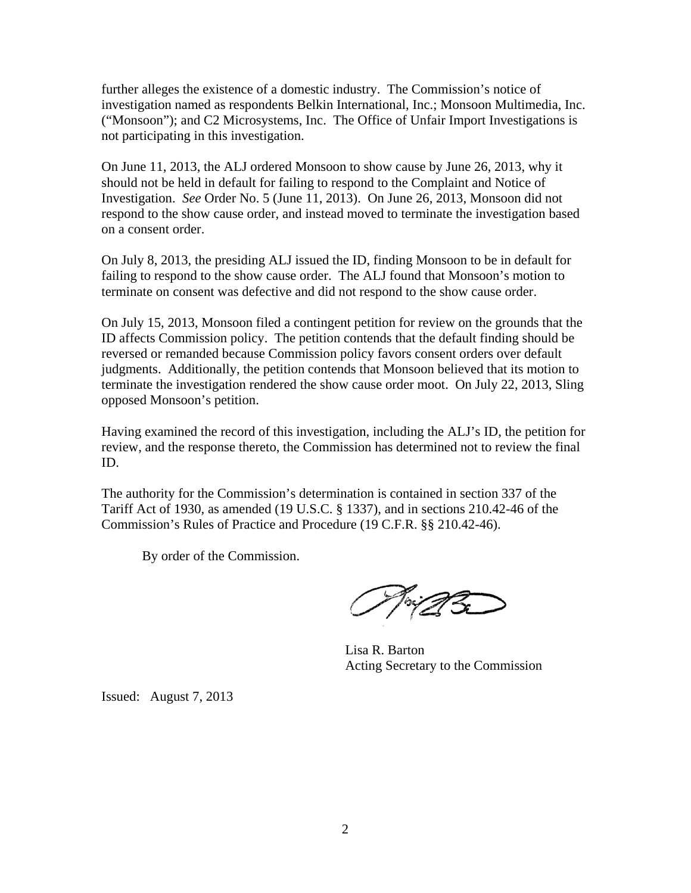further alleges the existence of a domestic industry. The Commission's notice of investigation named as respondents Belkin International, Inc.; Monsoon Multimedia, Inc. ("Monsoon"); and C2 Microsystems, Inc. The Office of Unfair Import Investigations is not participating in this investigation.

On June 11, 2013, the ALJ ordered Monsoon to show cause by June 26, 2013, why it should not be held in default for failing to respond to the Complaint and Notice of Investigation. *See* Order No. 5 (June 11, 2013). On June 26, 2013, Monsoon did not respond to the show cause order, and instead moved to terminate the investigation based on a consent order.

On July 8, 2013, the presiding ALJ issued the ID, finding Monsoon to be in default for failing to respond to the show cause order. The ALJ found that Monsoon's motion to terminate on consent was defective and did not respond to the show cause order.

On July 15, 2013, Monsoon filed a contingent petition for review on the grounds that the ID affects Commission policy. The petition contends that the default finding should be reversed or remanded because Commission policy favors consent orders over default judgments. Additionally, the petition contends that Monsoon believed that its motion to terminate the investigation rendered the show cause order moot. On July 22, 2013, Sling opposed Monsoon's petition.

Having examined the record of this investigation, including the ALJ's ID, the petition for review, and the response thereto, the Commission has determined not to review the final ID.

The authority for the Commission's determination is contained in section 337 of the Tariff Act of 1930, as amended (19 U.S.C. § 1337), and in sections 210.42-46 of the Commission's Rules of Practice and Procedure (19 C.F.R. §§ 210.42-46).

By order of the Commission.

Lisa R. Barton
Acting Secretary to the Commission

Issued: August 7, 2013